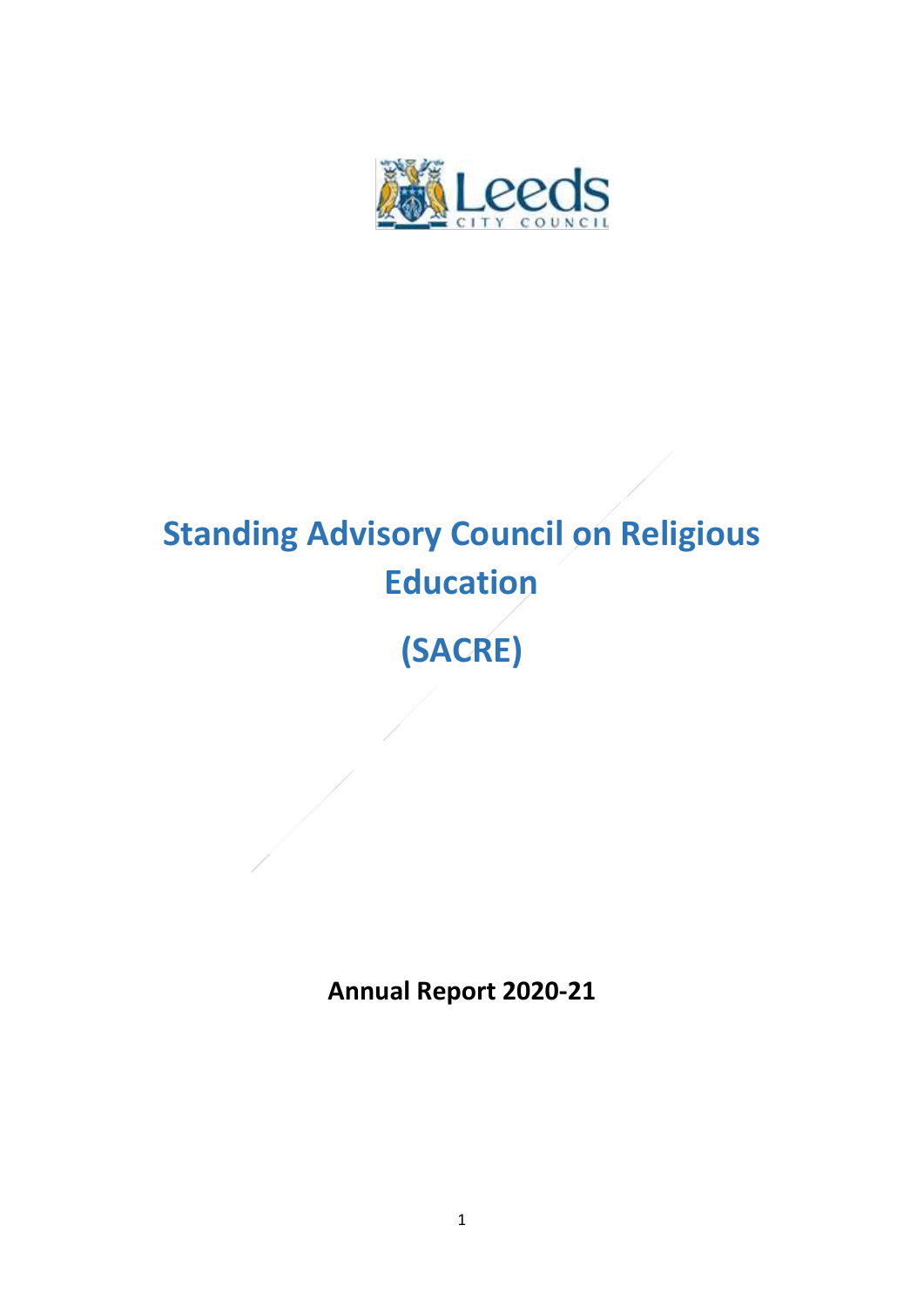# Standing Advisory Council on Religious Education

# (SACRE)

**Annual Report 2020-21**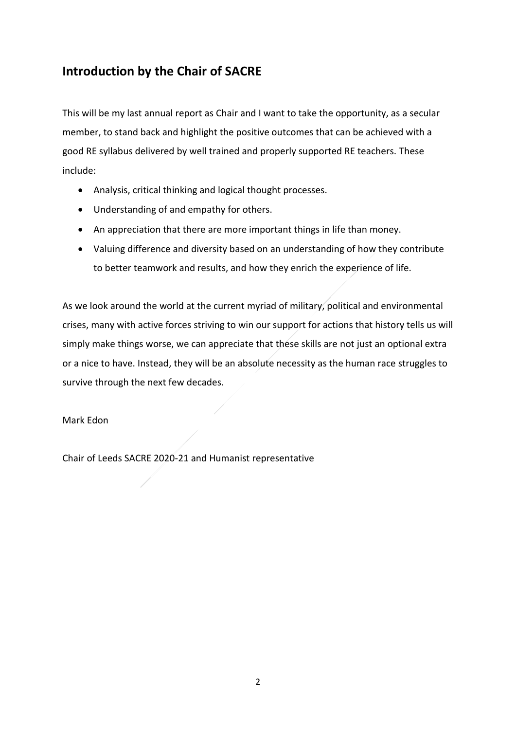## Introduction by the Chair of SACRE

This will be my last annual report as Chair and I want to take the opportunity, as a secular member, to stand back and highlight the positive outcomes that can be achieved with a good RE syllabus delivered by well trained and properly supported RE teachers. These include:

- Analysis, critical thinking and logical thought processes.
- Understanding of and empathy for others.
- An appreciation that there are more important things in life than money.
- Valuing difference and diversity based on an understanding of how they contribute to better teamwork and results, and how they enrich the experience of life.

As we look around the world at the current myriad of military, political and environmental crises, many with active forces striving to win our support for actions that history tells us will simply make things worse, we can appreciate that these skills are not just an optional extra or a nice to have. Instead, they will be an absolute necessity as the human race struggles to survive through the next few decades.

Mark Edon

Chair of Leeds SACRE 2020-21 and Humanist representative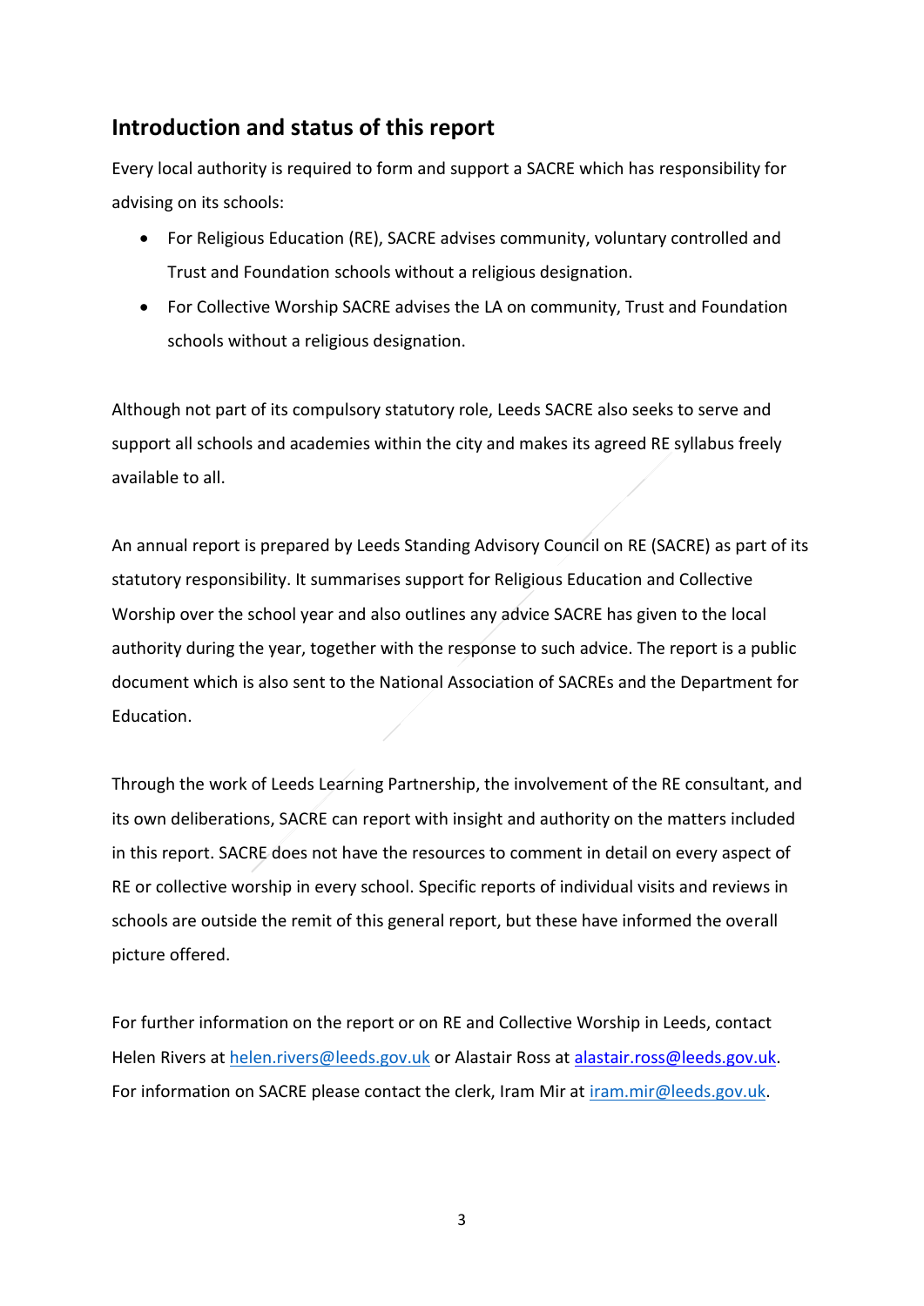## Introduction and status of this report

Every local authority is required to form and support a SACRE which has responsibility for advising on its schools:

- For Religious Education (RE), SACRE advises community, voluntary controlled and Trust and Foundation schools without a religious designation.
- For Collective Worship SACRE advises the LA on community, Trust and Foundation schools without a religious designation.

Although not part of its compulsory statutory role, Leeds SACRE also seeks to serve and support all schools and academies within the city and makes its agreed RE syllabus freely available to all.

An annual report is prepared by Leeds Standing Advisory Council on RE (SACRE) as part of its statutory responsibility. It summarises support for Religious Education and Collective Worship over the school year and also outlines any advice SACRE has given to the local authority during the year, together with the response to such advice. The report is a public document which is also sent to the National Association of SACREs and the Department for Education.

Through the work of Leeds Learning Partnership, the involvement of the RE consultant, and its own deliberations, SACRE can report with insight and authority on the matters included in this report. SACRE does not have the resources to comment in detail on every aspect of RE or collective worship in every school. Specific reports of individual visits and reviews in schools are outside the remit of this general report, but these have informed the overall picture offered.

For further information on the report or on RE and Collective Worship in Leeds, contact Helen Rivers at helen.rivers@leeds.gov.uk or Alastair Ross at alastair.ross@leeds.gov.uk. For information on SACRE please contact the clerk, Iram Mir at iram.mir@leeds.gov.uk.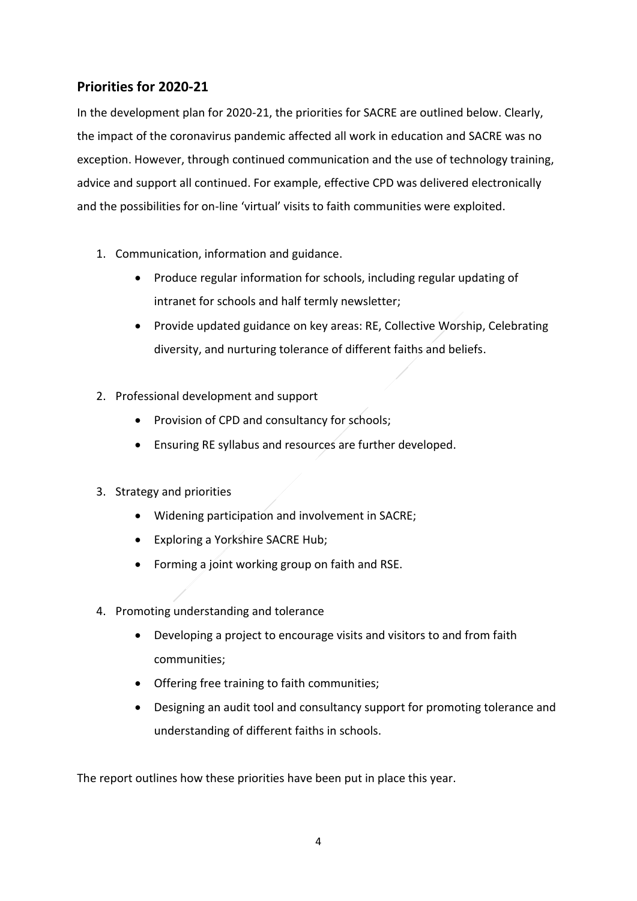## Priorities for 2020-21

In the development plan for 2020-21, the priorities for SACRE are outlined below. Clearly, the impact of the coronavirus pandemic affected all work in education and SACRE was no exception. However, through continued communication and the use of technology training, advice and support all continued. For example, effective CPD was delivered electronically and the possibilities for on-line 'virtual' visits to faith communities were exploited.

1. Communication, information and guidance.
    - Produce regular information for schools, including regular updating of intranet for schools and half termly newsletter;
    - Provide updated guidance on key areas: RE, Collective Worship, Celebrating diversity, and nurturing tolerance of different faiths and beliefs.

2. Professional development and support
    - Provision of CPD and consultancy for schools;
    - Ensuring RE syllabus and resources are further developed.

3. Strategy and priorities
    - Widening participation and involvement in SACRE;
    - Exploring a Yorkshire SACRE Hub;
    - Forming a joint working group on faith and RSE.

4. Promoting understanding and tolerance
    - Developing a project to encourage visits and visitors to and from faith communities;
    - Offering free training to faith communities;
    - Designing an audit tool and consultancy support for promoting tolerance and understanding of different faiths in schools.

The report outlines how these priorities have been put in place this year.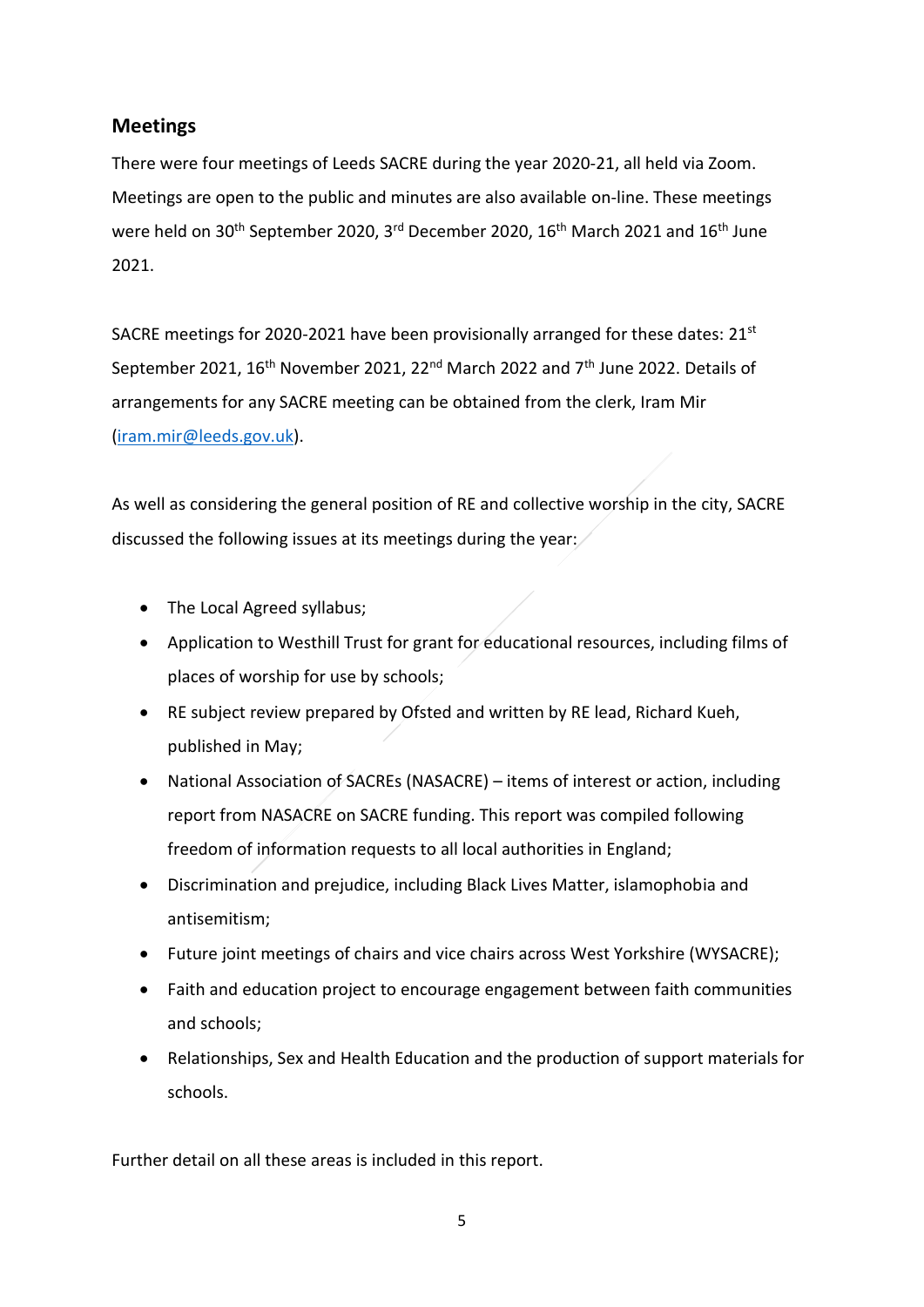## Meetings

There were four meetings of Leeds SACRE during the year 2020-21, all held via Zoom. Meetings are open to the public and minutes are also available on-line. These meetings were held on 30th September 2020, 3rd December 2020, 16th March 2021 and 16th June 2021.

SACRE meetings for 2020-2021 have been provisionally arranged for these dates: 21st September 2021, 16th November 2021, 22nd March 2022 and 7th June 2022. Details of arrangements for any SACRE meeting can be obtained from the clerk, Iram Mir (iram.mir@leeds.gov.uk).

As well as considering the general position of RE and collective worship in the city, SACRE discussed the following issues at its meetings during the year:

- The Local Agreed syllabus;
- Application to Westhill Trust for grant for educational resources, including films of places of worship for use by schools;
- RE subject review prepared by Ofsted and written by RE lead, Richard Kueh, published in May;
- National Association of SACREs (NASACRE) – items of interest or action, including report from NASACRE on SACRE funding. This report was compiled following freedom of information requests to all local authorities in England;
- Discrimination and prejudice, including Black Lives Matter, islamophobia and antisemitism;
- Future joint meetings of chairs and vice chairs across West Yorkshire (WYSACRE);
- Faith and education project to encourage engagement between faith communities and schools;
- Relationships, Sex and Health Education and the production of support materials for schools.

Further detail on all these areas is included in this report.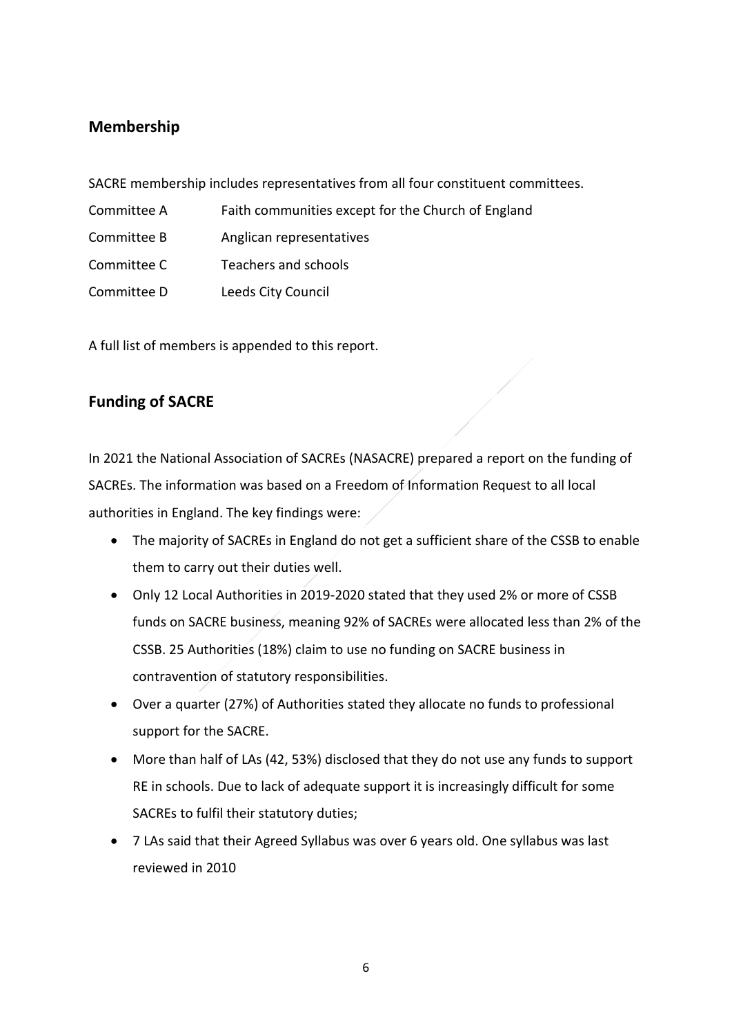## Membership

SACRE membership includes representatives from all four constituent committees.

| | |
|---|---|
| Committee A | Faith communities except for the Church of England |
| Committee B | Anglican representatives |
| Committee C | Teachers and schools |
| Committee D | Leeds City Council |

A full list of members is appended to this report.

## Funding of SACRE

In 2021 the National Association of SACREs (NASACRE) prepared a report on the funding of SACREs. The information was based on a Freedom of Information Request to all local authorities in England. The key findings were:

- The majority of SACREs in England do not get a sufficient share of the CSSB to enable them to carry out their duties well.
- Only 12 Local Authorities in 2019-2020 stated that they used 2% or more of CSSB funds on SACRE business, meaning 92% of SACREs were allocated less than 2% of the CSSB. 25 Authorities (18%) claim to use no funding on SACRE business in contravention of statutory responsibilities.
- Over a quarter (27%) of Authorities stated they allocate no funds to professional support for the SACRE.
- More than half of LAs (42, 53%) disclosed that they do not use any funds to support RE in schools. Due to lack of adequate support it is increasingly difficult for some SACREs to fulfil their statutory duties;
- 7 LAs said that their Agreed Syllabus was over 6 years old. One syllabus was last reviewed in 2010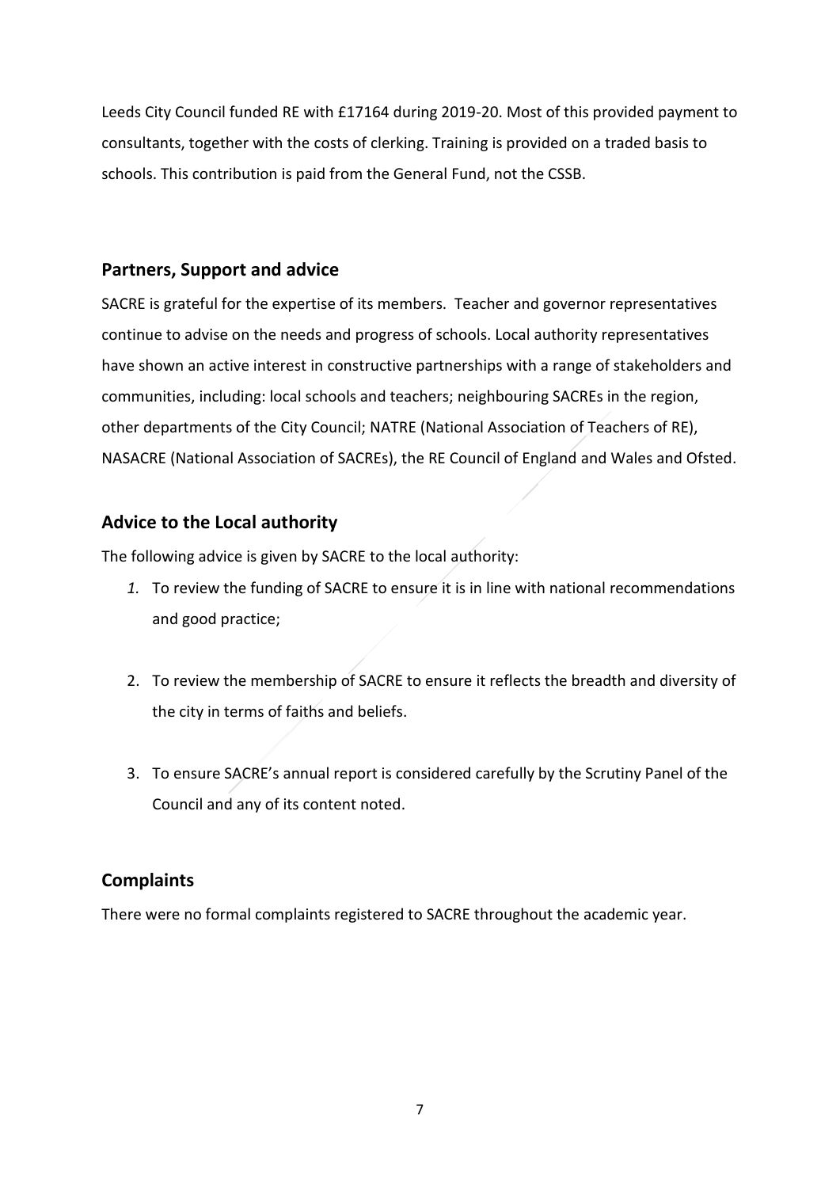Leeds City Council funded RE with £17164 during 2019-20. Most of this provided payment to consultants, together with the costs of clerking. Training is provided on a traded basis to schools. This contribution is paid from the General Fund, not the CSSB.

## Partners, Support and advice

SACRE is grateful for the expertise of its members. Teacher and governor representatives continue to advise on the needs and progress of schools. Local authority representatives have shown an active interest in constructive partnerships with a range of stakeholders and communities, including: local schools and teachers; neighbouring SACREs in the region, other departments of the City Council; NATRE (National Association of Teachers of RE), NASACRE (National Association of SACREs), the RE Council of England and Wales and Ofsted.

## Advice to the Local authority

The following advice is given by SACRE to the local authority:

1. To review the funding of SACRE to ensure it is in line with national recommendations and good practice;

2. To review the membership of SACRE to ensure it reflects the breadth and diversity of the city in terms of faiths and beliefs.

3. To ensure SACRE's annual report is considered carefully by the Scrutiny Panel of the Council and any of its content noted.

## Complaints

There were no formal complaints registered to SACRE throughout the academic year.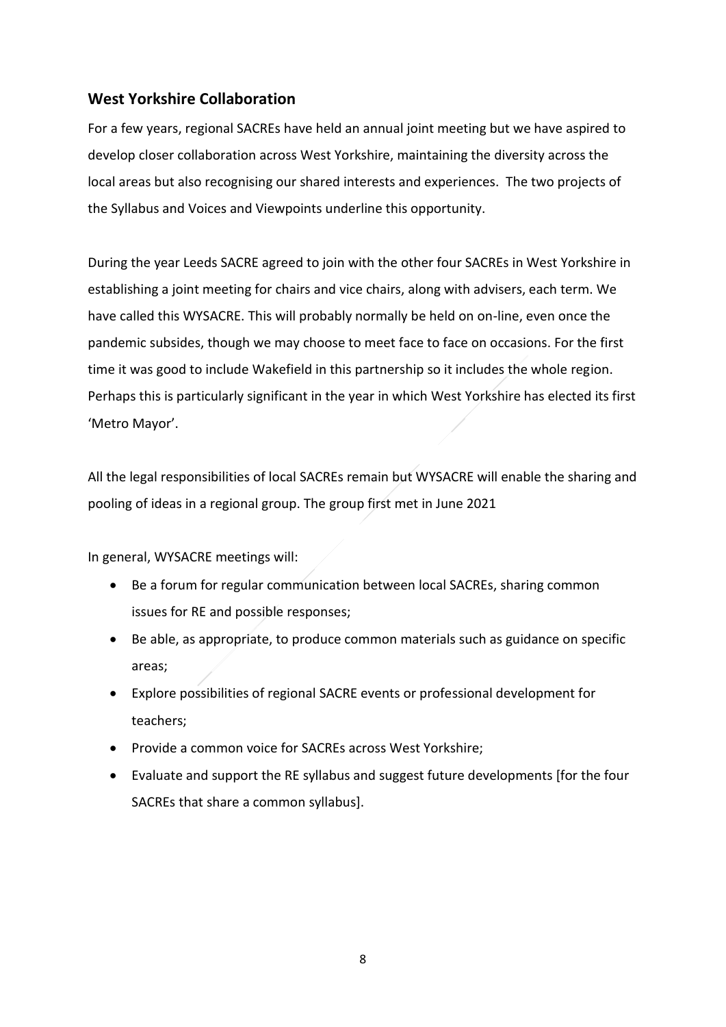## West Yorkshire Collaboration

For a few years, regional SACREs have held an annual joint meeting but we have aspired to develop closer collaboration across West Yorkshire, maintaining the diversity across the local areas but also recognising our shared interests and experiences. The two projects of the Syllabus and Voices and Viewpoints underline this opportunity.

During the year Leeds SACRE agreed to join with the other four SACREs in West Yorkshire in establishing a joint meeting for chairs and vice chairs, along with advisers, each term. We have called this WYSACRE. This will probably normally be held on on-line, even once the pandemic subsides, though we may choose to meet face to face on occasions. For the first time it was good to include Wakefield in this partnership so it includes the whole region. Perhaps this is particularly significant in the year in which West Yorkshire has elected its first 'Metro Mayor'.

All the legal responsibilities of local SACREs remain but WYSACRE will enable the sharing and pooling of ideas in a regional group. The group first met in June 2021

In general, WYSACRE meetings will:

- Be a forum for regular communication between local SACREs, sharing common issues for RE and possible responses;
- Be able, as appropriate, to produce common materials such as guidance on specific areas;
- Explore possibilities of regional SACRE events or professional development for teachers;
- Provide a common voice for SACREs across West Yorkshire;
- Evaluate and support the RE syllabus and suggest future developments [for the four SACREs that share a common syllabus].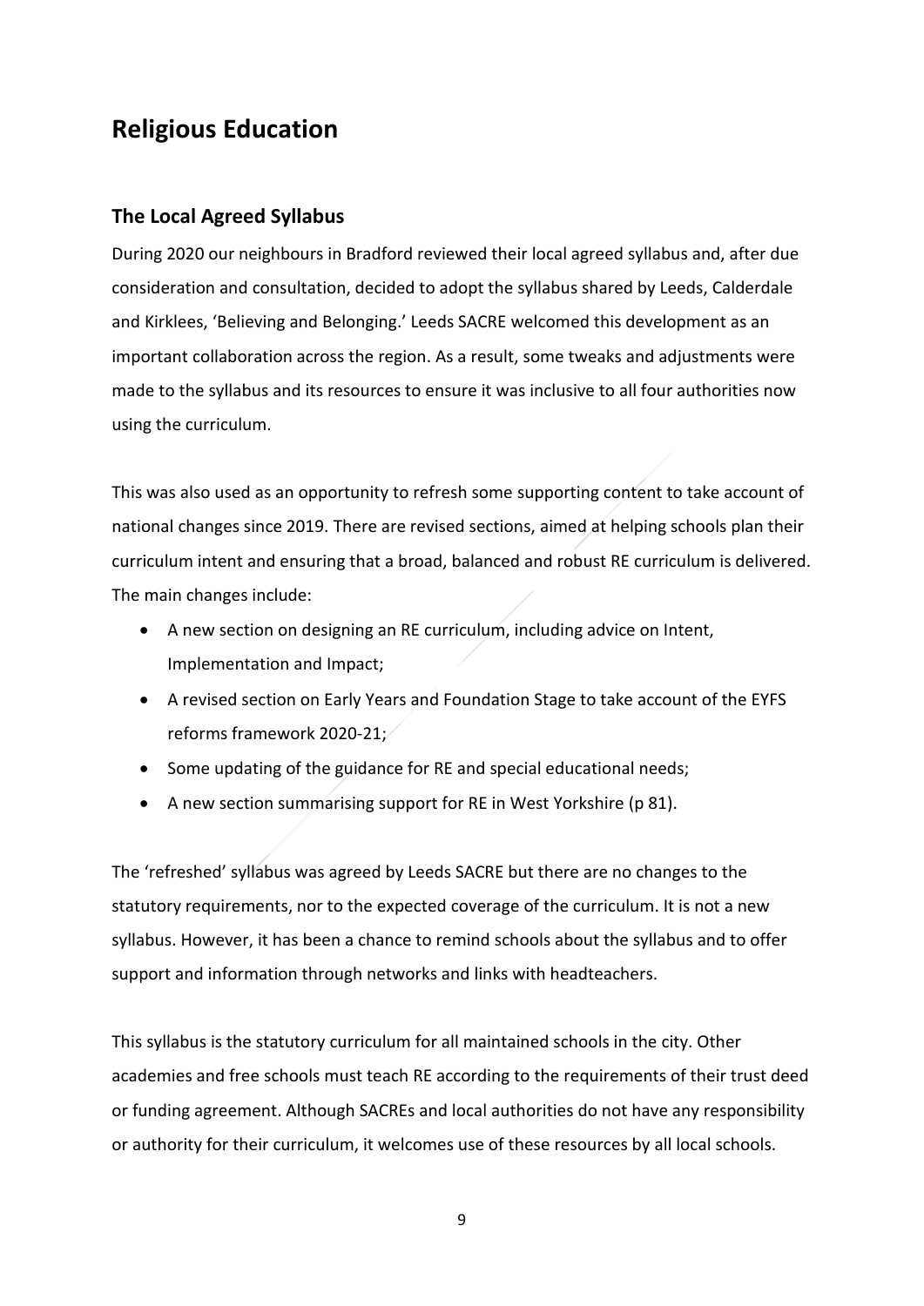# Religious Education

## The Local Agreed Syllabus

During 2020 our neighbours in Bradford reviewed their local agreed syllabus and, after due consideration and consultation, decided to adopt the syllabus shared by Leeds, Calderdale and Kirklees, 'Believing and Belonging.' Leeds SACRE welcomed this development as an important collaboration across the region. As a result, some tweaks and adjustments were made to the syllabus and its resources to ensure it was inclusive to all four authorities now using the curriculum.

This was also used as an opportunity to refresh some supporting content to take account of national changes since 2019. There are revised sections, aimed at helping schools plan their curriculum intent and ensuring that a broad, balanced and robust RE curriculum is delivered. The main changes include:

- A new section on designing an RE curriculum, including advice on Intent, Implementation and Impact;
- A revised section on Early Years and Foundation Stage to take account of the EYFS reforms framework 2020-21;
- Some updating of the guidance for RE and special educational needs;
- A new section summarising support for RE in West Yorkshire (p 81).

The 'refreshed' syllabus was agreed by Leeds SACRE but there are no changes to the statutory requirements, nor to the expected coverage of the curriculum. It is not a new syllabus. However, it has been a chance to remind schools about the syllabus and to offer support and information through networks and links with headteachers.

This syllabus is the statutory curriculum for all maintained schools in the city. Other academies and free schools must teach RE according to the requirements of their trust deed or funding agreement. Although SACREs and local authorities do not have any responsibility or authority for their curriculum, it welcomes use of these resources by all local schools.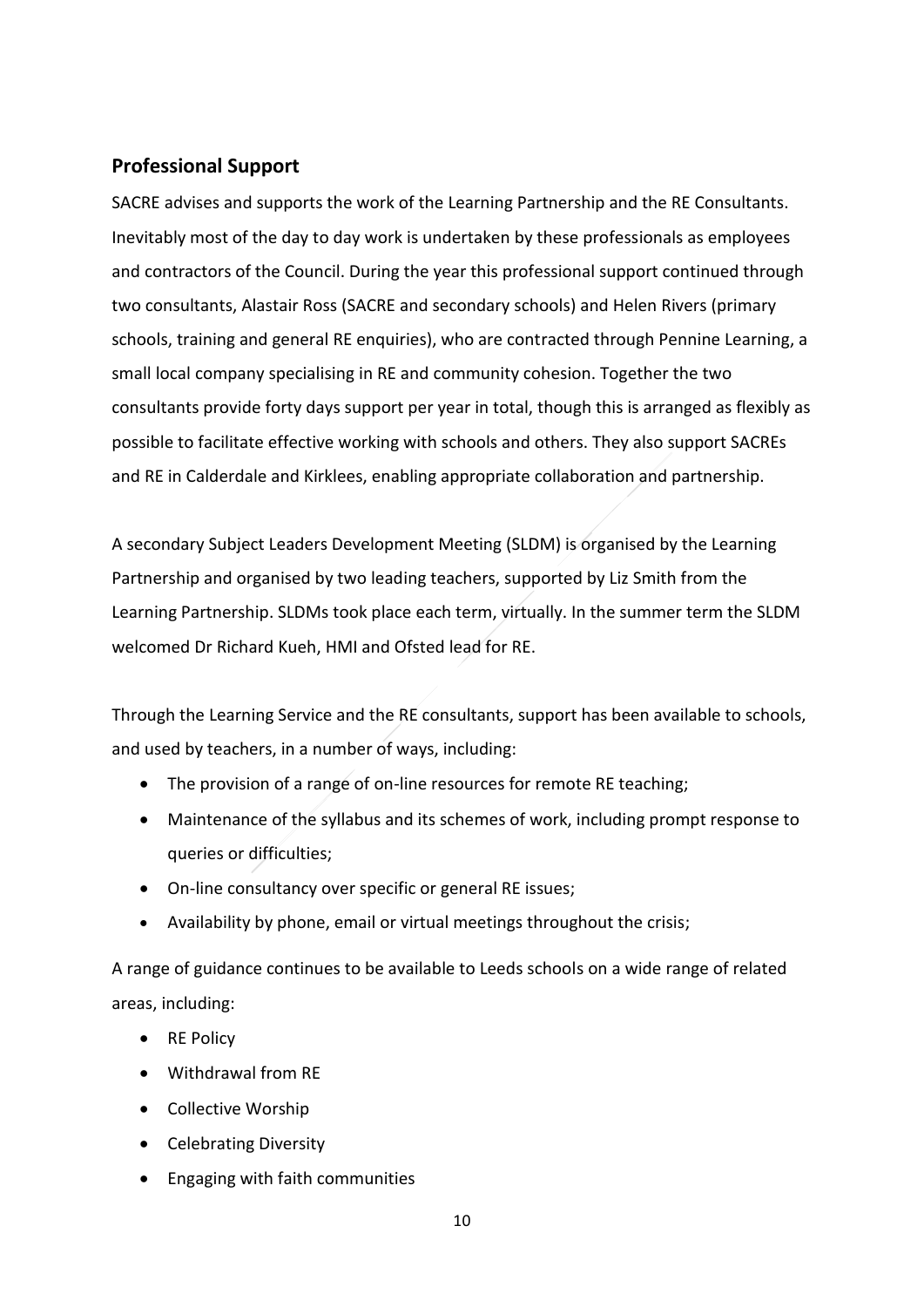## Professional Support

SACRE advises and supports the work of the Learning Partnership and the RE Consultants. Inevitably most of the day to day work is undertaken by these professionals as employees and contractors of the Council. During the year this professional support continued through two consultants, Alastair Ross (SACRE and secondary schools) and Helen Rivers (primary schools, training and general RE enquiries), who are contracted through Pennine Learning, a small local company specialising in RE and community cohesion. Together the two consultants provide forty days support per year in total, though this is arranged as flexibly as possible to facilitate effective working with schools and others. They also support SACREs and RE in Calderdale and Kirklees, enabling appropriate collaboration and partnership.

A secondary Subject Leaders Development Meeting (SLDM) is organised by the Learning Partnership and organised by two leading teachers, supported by Liz Smith from the Learning Partnership. SLDMs took place each term, virtually. In the summer term the SLDM welcomed Dr Richard Kueh, HMI and Ofsted lead for RE.

Through the Learning Service and the RE consultants, support has been available to schools, and used by teachers, in a number of ways, including:

- The provision of a range of on-line resources for remote RE teaching;
- Maintenance of the syllabus and its schemes of work, including prompt response to queries or difficulties;
- On-line consultancy over specific or general RE issues;
- Availability by phone, email or virtual meetings throughout the crisis;

A range of guidance continues to be available to Leeds schools on a wide range of related areas, including:

- RE Policy
- Withdrawal from RE
- Collective Worship
- Celebrating Diversity
- Engaging with faith communities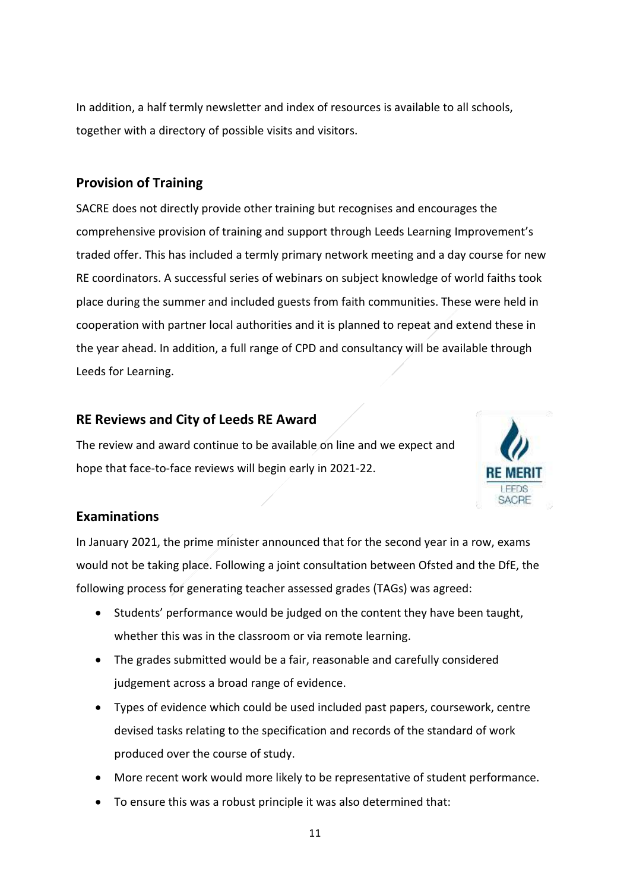In addition, a half termly newsletter and index of resources is available to all schools, together with a directory of possible visits and visitors.

## Provision of Training

SACRE does not directly provide other training but recognises and encourages the comprehensive provision of training and support through Leeds Learning Improvement's traded offer. This has included a termly primary network meeting and a day course for new RE coordinators. A successful series of webinars on subject knowledge of world faiths took place during the summer and included guests from faith communities. These were held in cooperation with partner local authorities and it is planned to repeat and extend these in the year ahead. In addition, a full range of CPD and consultancy will be available through Leeds for Learning.

## RE Reviews and City of Leeds RE Award

The review and award continue to be available on line and we expect and hope that face-to-face reviews will begin early in 2021-22.

## Examinations

In January 2021, the prime minister announced that for the second year in a row, exams would not be taking place. Following a joint consultation between Ofsted and the DfE, the following process for generating teacher assessed grades (TAGs) was agreed:

- Students' performance would be judged on the content they have been taught, whether this was in the classroom or via remote learning.
- The grades submitted would be a fair, reasonable and carefully considered judgement across a broad range of evidence.
- Types of evidence which could be used included past papers, coursework, centre devised tasks relating to the specification and records of the standard of work produced over the course of study.
- More recent work would more likely to be representative of student performance.
- To ensure this was a robust principle it was also determined that: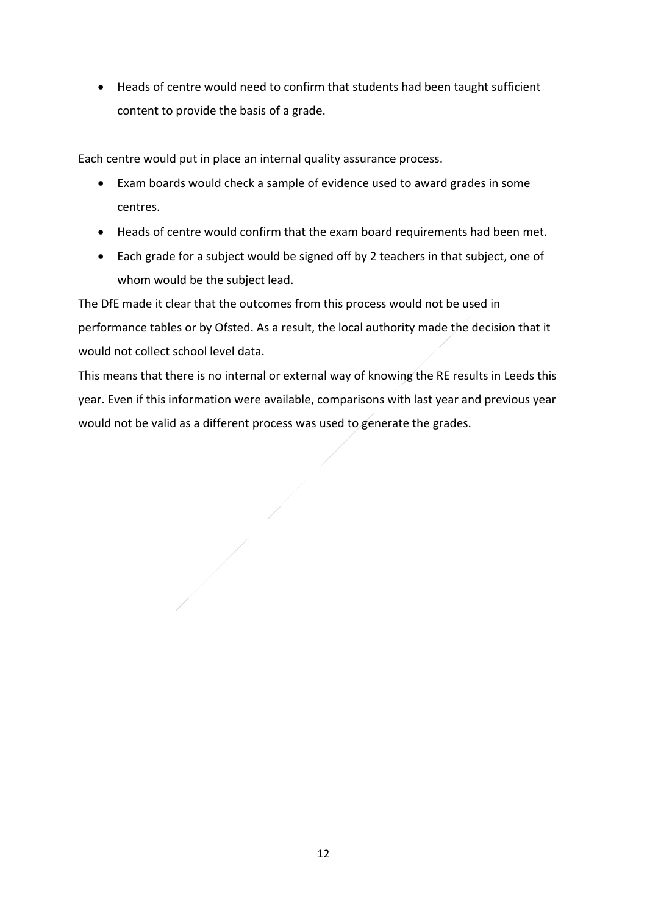- Heads of centre would need to confirm that students had been taught sufficient content to provide the basis of a grade.

Each centre would put in place an internal quality assurance process.

- Exam boards would check a sample of evidence used to award grades in some centres.
- Heads of centre would confirm that the exam board requirements had been met.
- Each grade for a subject would be signed off by 2 teachers in that subject, one of whom would be the subject lead.

The DfE made it clear that the outcomes from this process would not be used in performance tables or by Ofsted. As a result, the local authority made the decision that it would not collect school level data.

This means that there is no internal or external way of knowing the RE results in Leeds this year. Even if this information were available, comparisons with last year and previous year would not be valid as a different process was used to generate the grades.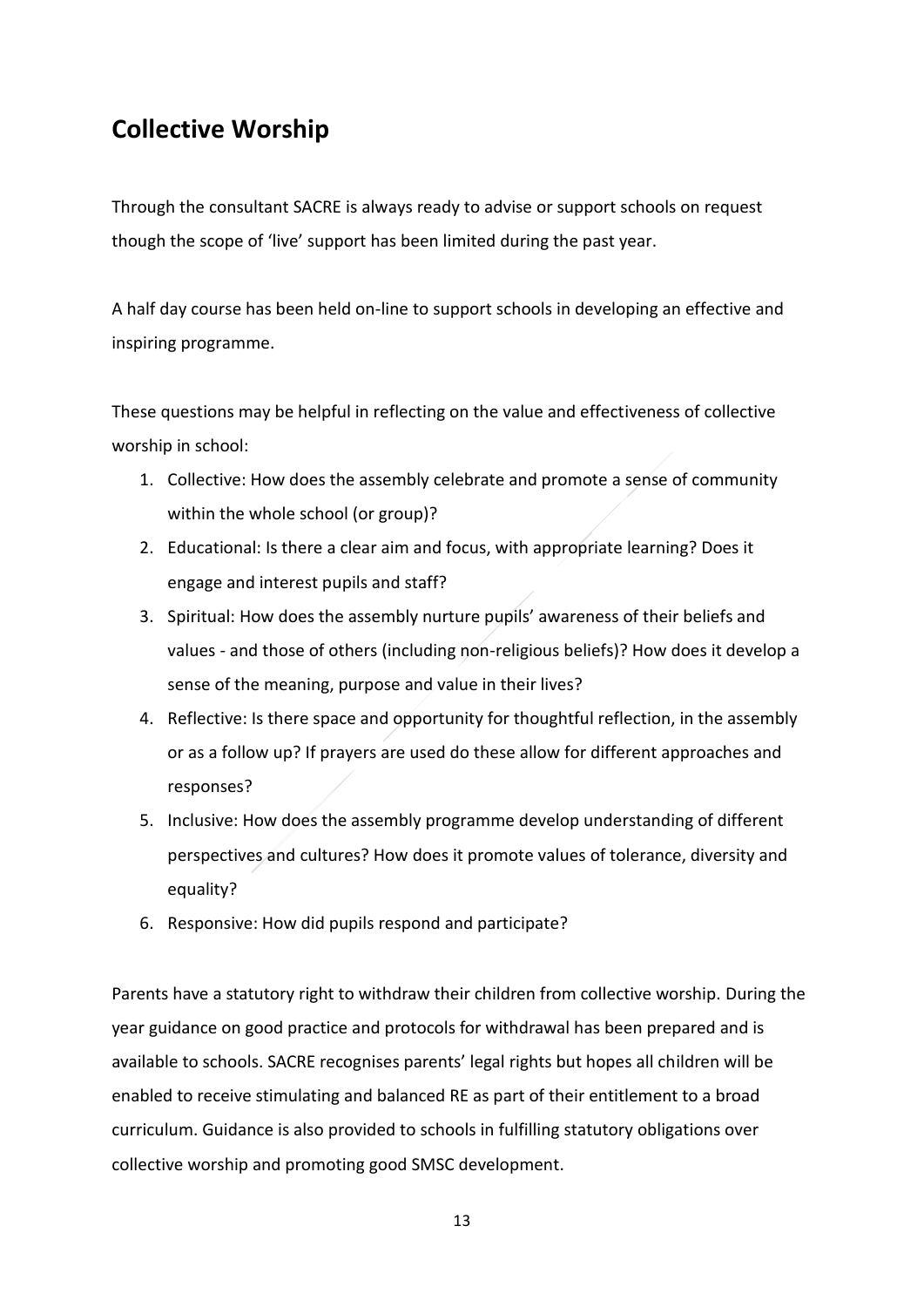## Collective Worship

Through the consultant SACRE is always ready to advise or support schools on request though the scope of 'live' support has been limited during the past year.

A half day course has been held on-line to support schools in developing an effective and inspiring programme.

These questions may be helpful in reflecting on the value and effectiveness of collective worship in school:

1. Collective: How does the assembly celebrate and promote a sense of community within the whole school (or group)?
2. Educational: Is there a clear aim and focus, with appropriate learning? Does it engage and interest pupils and staff?
3. Spiritual: How does the assembly nurture pupils' awareness of their beliefs and values - and those of others (including non-religious beliefs)? How does it develop a sense of the meaning, purpose and value in their lives?
4. Reflective: Is there space and opportunity for thoughtful reflection, in the assembly or as a follow up? If prayers are used do these allow for different approaches and responses?
5. Inclusive: How does the assembly programme develop understanding of different perspectives and cultures? How does it promote values of tolerance, diversity and equality?
6. Responsive: How did pupils respond and participate?

Parents have a statutory right to withdraw their children from collective worship. During the year guidance on good practice and protocols for withdrawal has been prepared and is available to schools. SACRE recognises parents' legal rights but hopes all children will be enabled to receive stimulating and balanced RE as part of their entitlement to a broad curriculum. Guidance is also provided to schools in fulfilling statutory obligations over collective worship and promoting good SMSC development.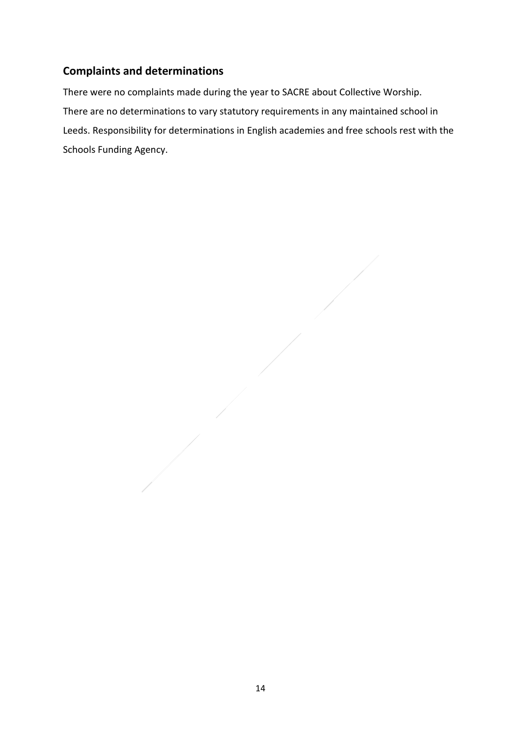## Complaints and determinations

There were no complaints made during the year to SACRE about Collective Worship.

There are no determinations to vary statutory requirements in any maintained school in Leeds. Responsibility for determinations in English academies and free schools rest with the Schools Funding Agency.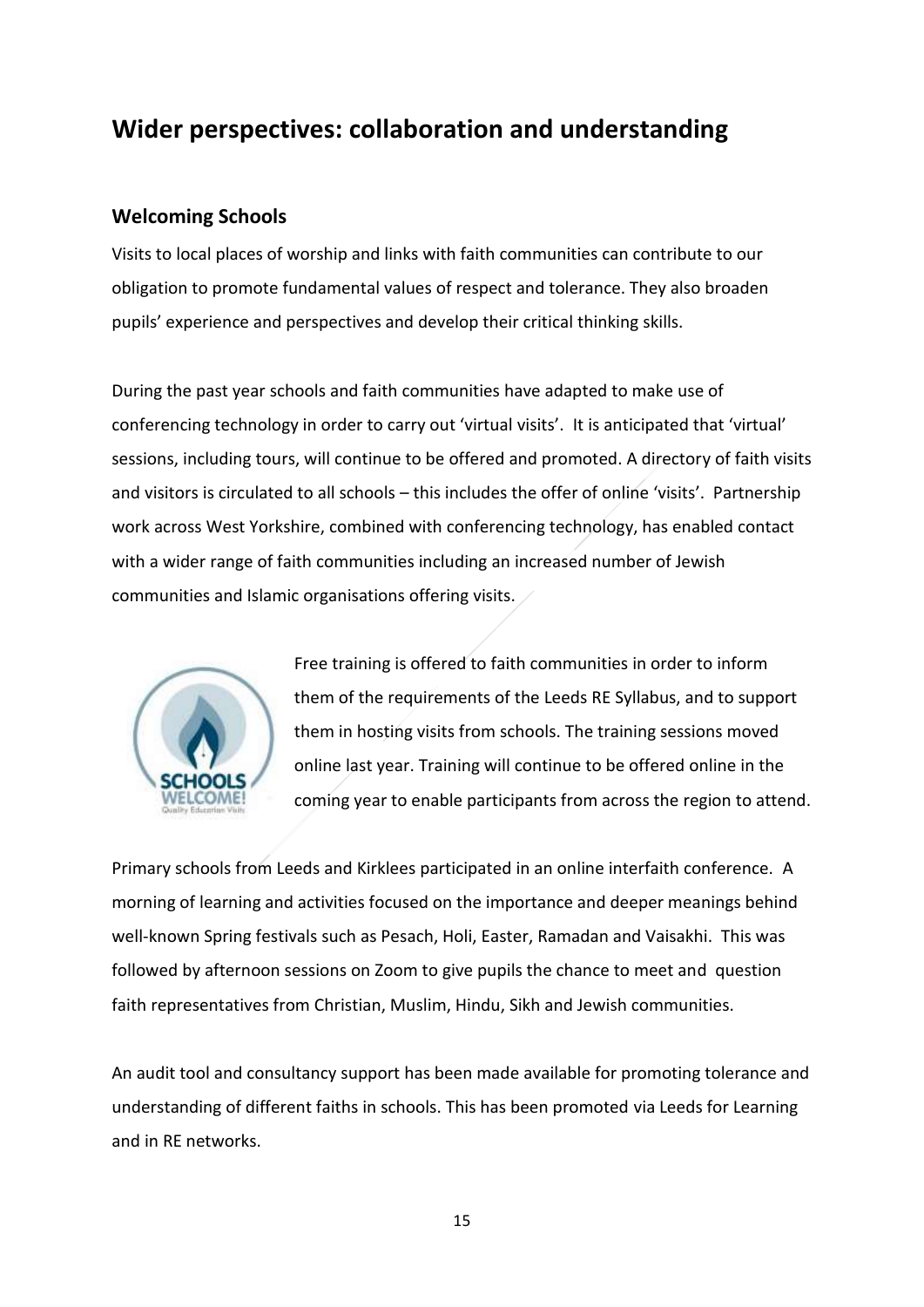# Wider perspectives: collaboration and understanding

## Welcoming Schools

Visits to local places of worship and links with faith communities can contribute to our obligation to promote fundamental values of respect and tolerance. They also broaden pupils' experience and perspectives and develop their critical thinking skills.

During the past year schools and faith communities have adapted to make use of conferencing technology in order to carry out 'virtual visits'. It is anticipated that 'virtual' sessions, including tours, will continue to be offered and promoted. A directory of faith visits and visitors is circulated to all schools – this includes the offer of online 'visits'. Partnership work across West Yorkshire, combined with conferencing technology, has enabled contact with a wider range of faith communities including an increased number of Jewish communities and Islamic organisations offering visits.

Free training is offered to faith communities in order to inform them of the requirements of the Leeds RE Syllabus, and to support them in hosting visits from schools. The training sessions moved online last year. Training will continue to be offered online in the coming year to enable participants from across the region to attend.

Primary schools from Leeds and Kirklees participated in an online interfaith conference. A morning of learning and activities focused on the importance and deeper meanings behind well-known Spring festivals such as Pesach, Holi, Easter, Ramadan and Vaisakhi. This was followed by afternoon sessions on Zoom to give pupils the chance to meet and question faith representatives from Christian, Muslim, Hindu, Sikh and Jewish communities.

An audit tool and consultancy support has been made available for promoting tolerance and understanding of different faiths in schools. This has been promoted via Leeds for Learning and in RE networks.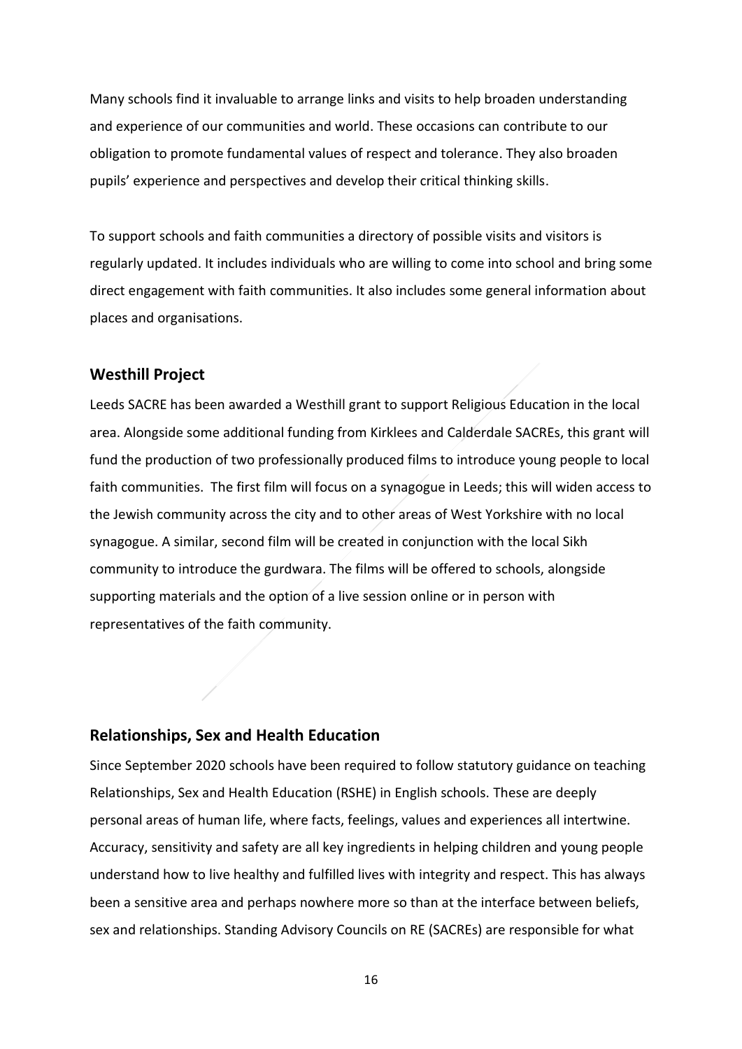Many schools find it invaluable to arrange links and visits to help broaden understanding and experience of our communities and world. These occasions can contribute to our obligation to promote fundamental values of respect and tolerance. They also broaden pupils' experience and perspectives and develop their critical thinking skills.

To support schools and faith communities a directory of possible visits and visitors is regularly updated. It includes individuals who are willing to come into school and bring some direct engagement with faith communities. It also includes some general information about places and organisations.

## Westhill Project

Leeds SACRE has been awarded a Westhill grant to support Religious Education in the local area. Alongside some additional funding from Kirklees and Calderdale SACREs, this grant will fund the production of two professionally produced films to introduce young people to local faith communities. The first film will focus on a synagogue in Leeds; this will widen access to the Jewish community across the city and to other areas of West Yorkshire with no local synagogue. A similar, second film will be created in conjunction with the local Sikh community to introduce the gurdwara. The films will be offered to schools, alongside supporting materials and the option of a live session online or in person with representatives of the faith community.

## Relationships, Sex and Health Education

Since September 2020 schools have been required to follow statutory guidance on teaching Relationships, Sex and Health Education (RSHE) in English schools. These are deeply personal areas of human life, where facts, feelings, values and experiences all intertwine. Accuracy, sensitivity and safety are all key ingredients in helping children and young people understand how to live healthy and fulfilled lives with integrity and respect. This has always been a sensitive area and perhaps nowhere more so than at the interface between beliefs, sex and relationships. Standing Advisory Councils on RE (SACREs) are responsible for what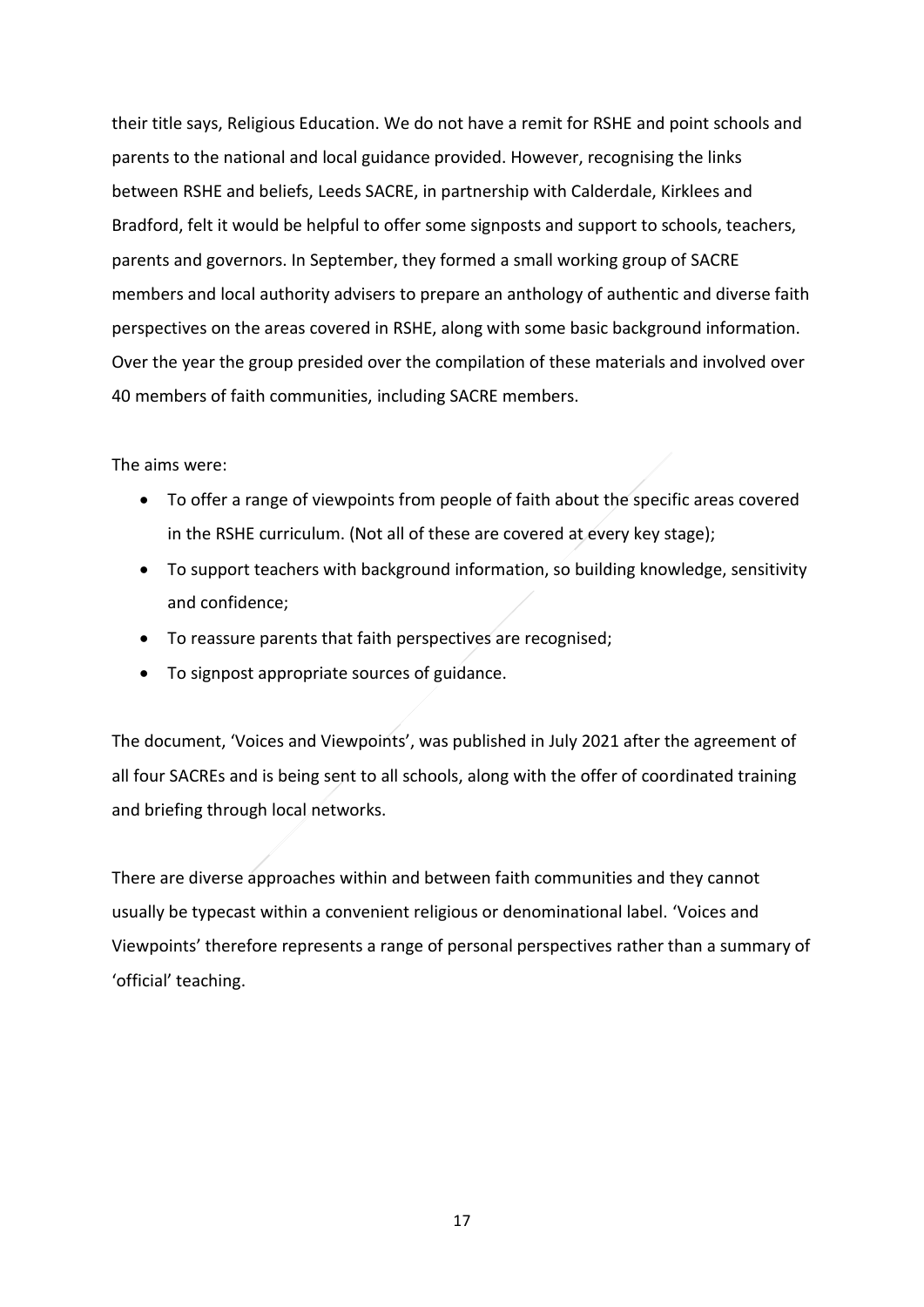their title says, Religious Education. We do not have a remit for RSHE and point schools and parents to the national and local guidance provided. However, recognising the links between RSHE and beliefs, Leeds SACRE, in partnership with Calderdale, Kirklees and Bradford, felt it would be helpful to offer some signposts and support to schools, teachers, parents and governors. In September, they formed a small working group of SACRE members and local authority advisers to prepare an anthology of authentic and diverse faith perspectives on the areas covered in RSHE, along with some basic background information. Over the year the group presided over the compilation of these materials and involved over 40 members of faith communities, including SACRE members.

The aims were:

- To offer a range of viewpoints from people of faith about the specific areas covered in the RSHE curriculum. (Not all of these are covered at every key stage);
- To support teachers with background information, so building knowledge, sensitivity and confidence;
- To reassure parents that faith perspectives are recognised;
- To signpost appropriate sources of guidance.

The document, 'Voices and Viewpoints', was published in July 2021 after the agreement of all four SACREs and is being sent to all schools, along with the offer of coordinated training and briefing through local networks.

There are diverse approaches within and between faith communities and they cannot usually be typecast within a convenient religious or denominational label. 'Voices and Viewpoints' therefore represents a range of personal perspectives rather than a summary of 'official' teaching.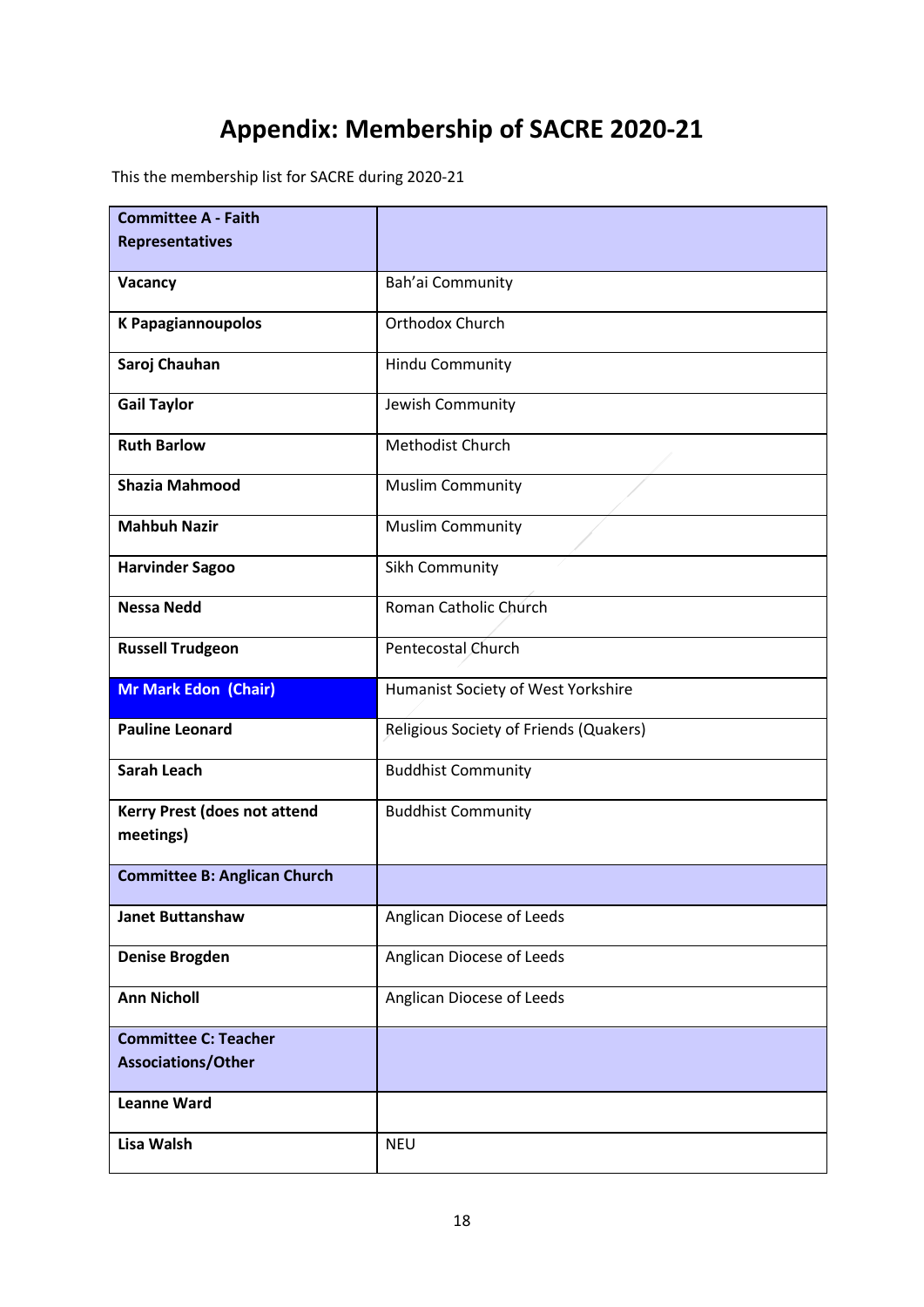# Appendix: Membership of SACRE 2020-21

This the membership list for SACRE during 2020-21

| **Committee A - Faith Representatives** | |
|---|---|
| **Vacancy** | Bah'ai Community |
| **K Papagiannoupolos** | Orthodox Church |
| **Saroj Chauhan** | Hindu Community |
| **Gail Taylor** | Jewish Community |
| **Ruth Barlow** | Methodist Church |
| **Shazia Mahmood** | Muslim Community |
| **Mahbuh Nazir** | Muslim Community |
| **Harvinder Sagoo** | Sikh Community |
| **Nessa Nedd** | Roman Catholic Church |
| **Russell Trudgeon** | Pentecostal Church |
| **Mr Mark Edon (Chair)** | Humanist Society of West Yorkshire |
| **Pauline Leonard** | Religious Society of Friends (Quakers) |
| **Sarah Leach** | Buddhist Community |
| **Kerry Prest (does not attend meetings)** | Buddhist Community |
| **Committee B: Anglican Church** | |
| **Janet Buttanshaw** | Anglican Diocese of Leeds |
| **Denise Brogden** | Anglican Diocese of Leeds |
| **Ann Nicholl** | Anglican Diocese of Leeds |
| **Committee C: Teacher Associations/Other** | |
| **Leanne Ward** | |
| **Lisa Walsh** | NEU |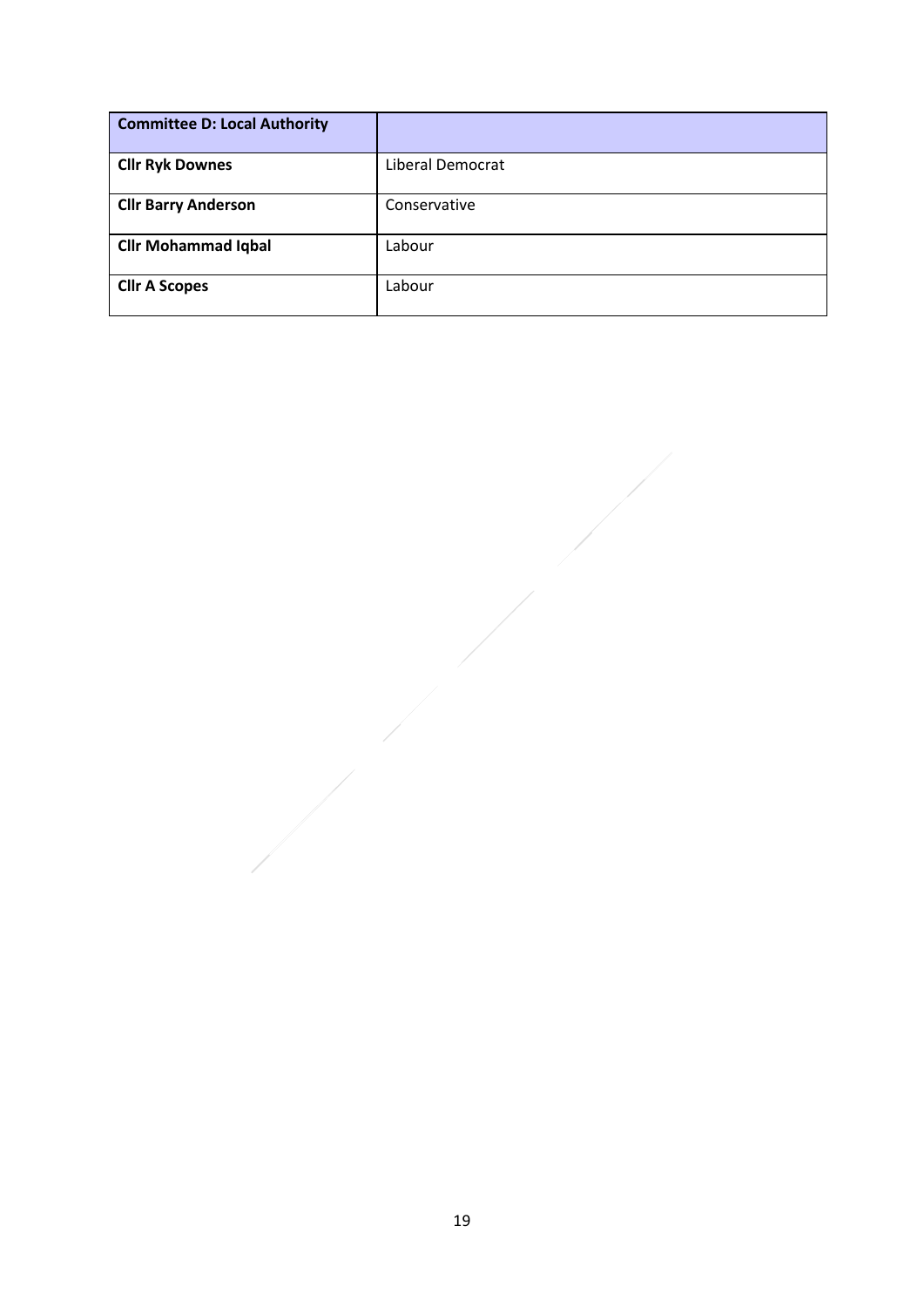| **Committee D: Local Authority** | |
| --- | --- |
| **Cllr Ryk Downes** | Liberal Democrat |
| **Cllr Barry Anderson** | Conservative |
| **Cllr Mohammad Iqbal** | Labour |
| **Cllr A Scopes** | Labour |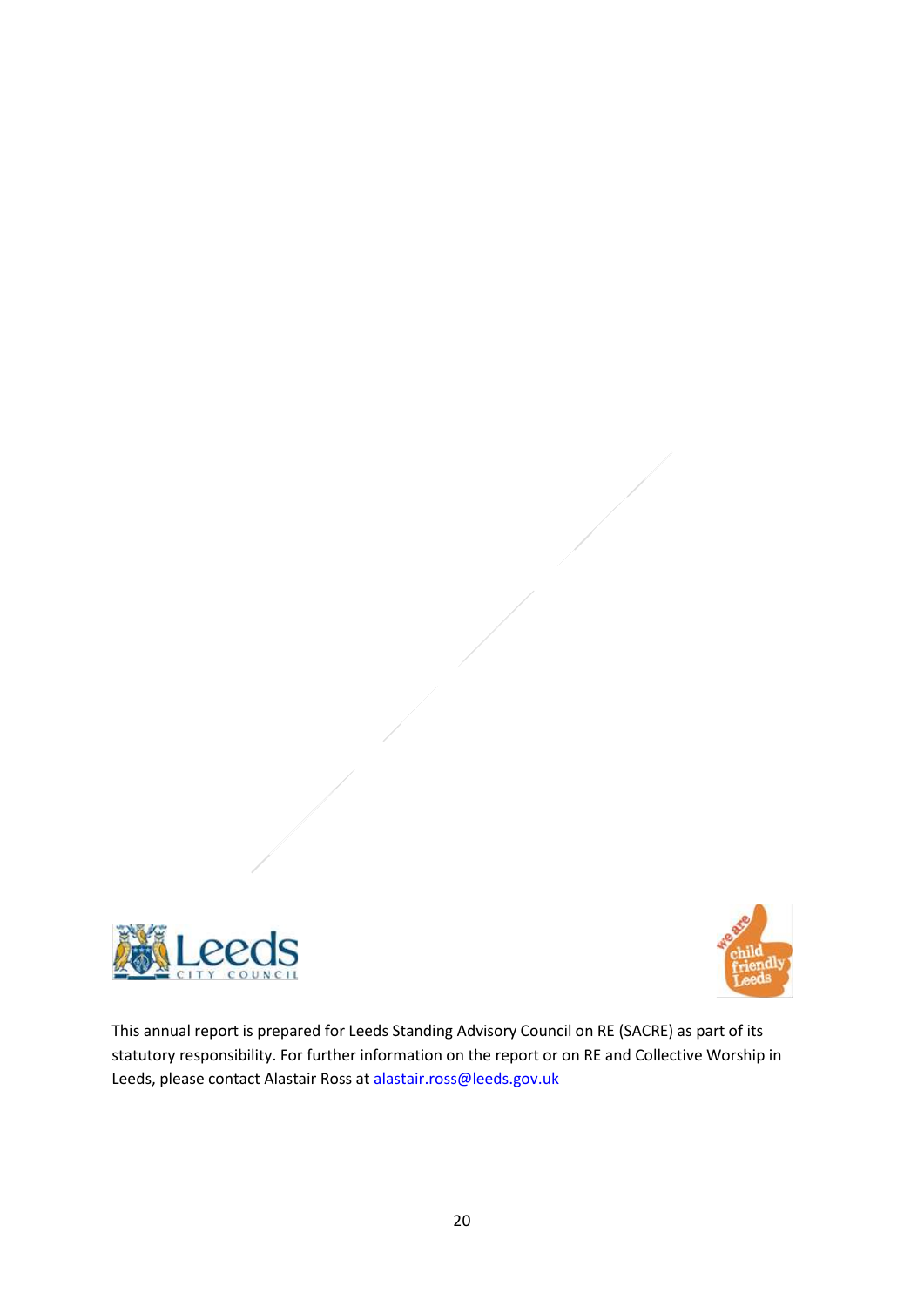This annual report is prepared for Leeds Standing Advisory Council on RE (SACRE) as part of its statutory responsibility. For further information on the report or on RE and Collective Worship in Leeds, please contact Alastair Ross at alastair.ross@leeds.gov.uk